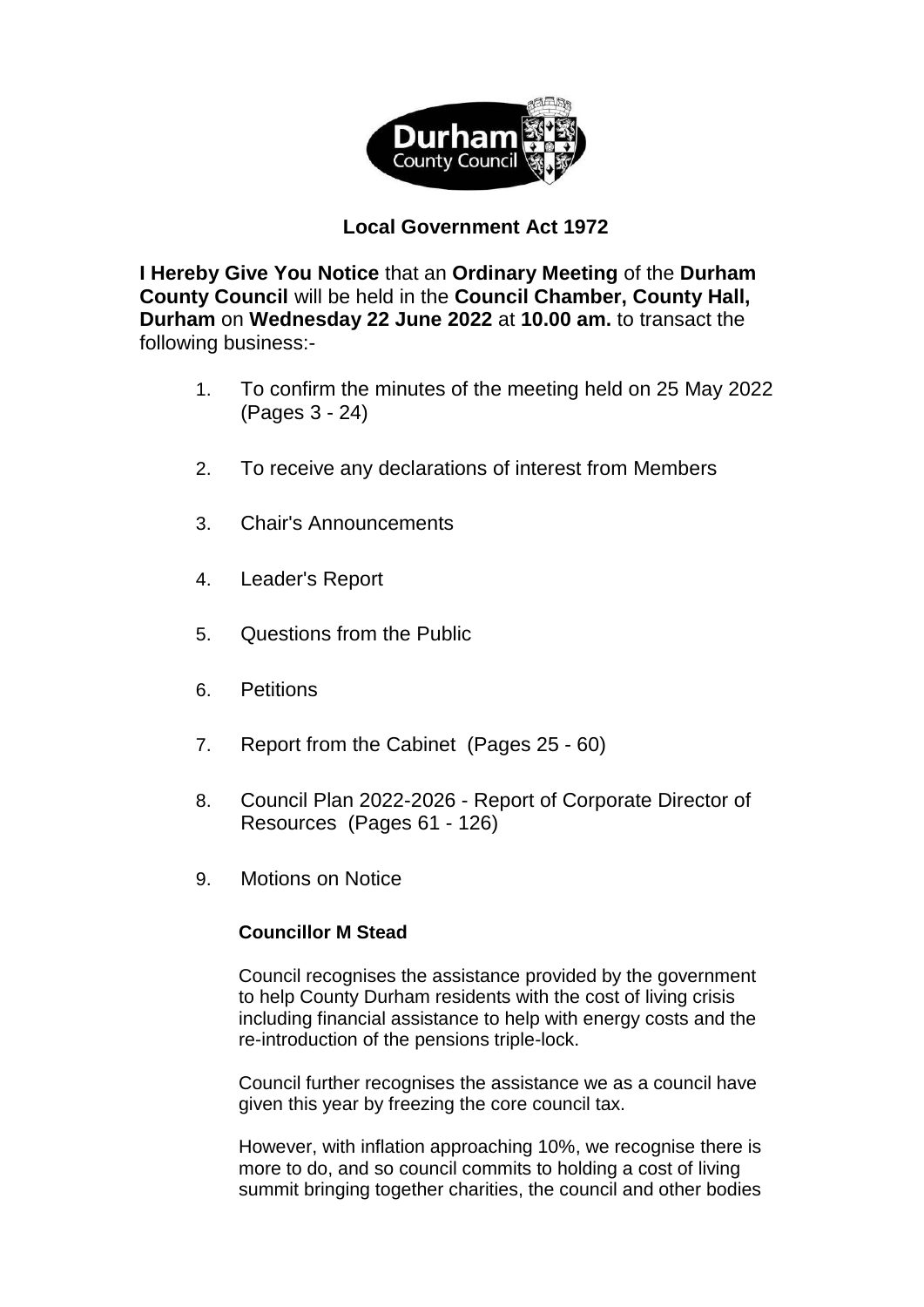Durham County Council

# Local Government Act 1972

**I Hereby Give You Notice** that an **Ordinary Meeting** of the **Durham County Council** will be held in the **Council Chamber, County Hall, Durham** on **Wednesday 22 June 2022** at **10.00 am.** to transact the following business:-

1. To confirm the minutes of the meeting held on 25 May 2022 (Pages 3 - 24)

2. To receive any declarations of interest from Members

3. Chair's Announcements

4. Leader's Report

5. Questions from the Public

6. Petitions

7. Report from the Cabinet (Pages 25 - 60)

8. Council Plan 2022-2026 - Report of Corporate Director of Resources (Pages 61 - 126)

9. Motions on Notice

   **Councillor M Stead**

   Council recognises the assistance provided by the government to help County Durham residents with the cost of living crisis including financial assistance to help with energy costs and the re-introduction of the pensions triple-lock.

   Council further recognises the assistance we as a council have given this year by freezing the core council tax.

   However, with inflation approaching 10%, we recognise there is more to do, and so council commits to holding a cost of living summit bringing together charities, the council and other bodies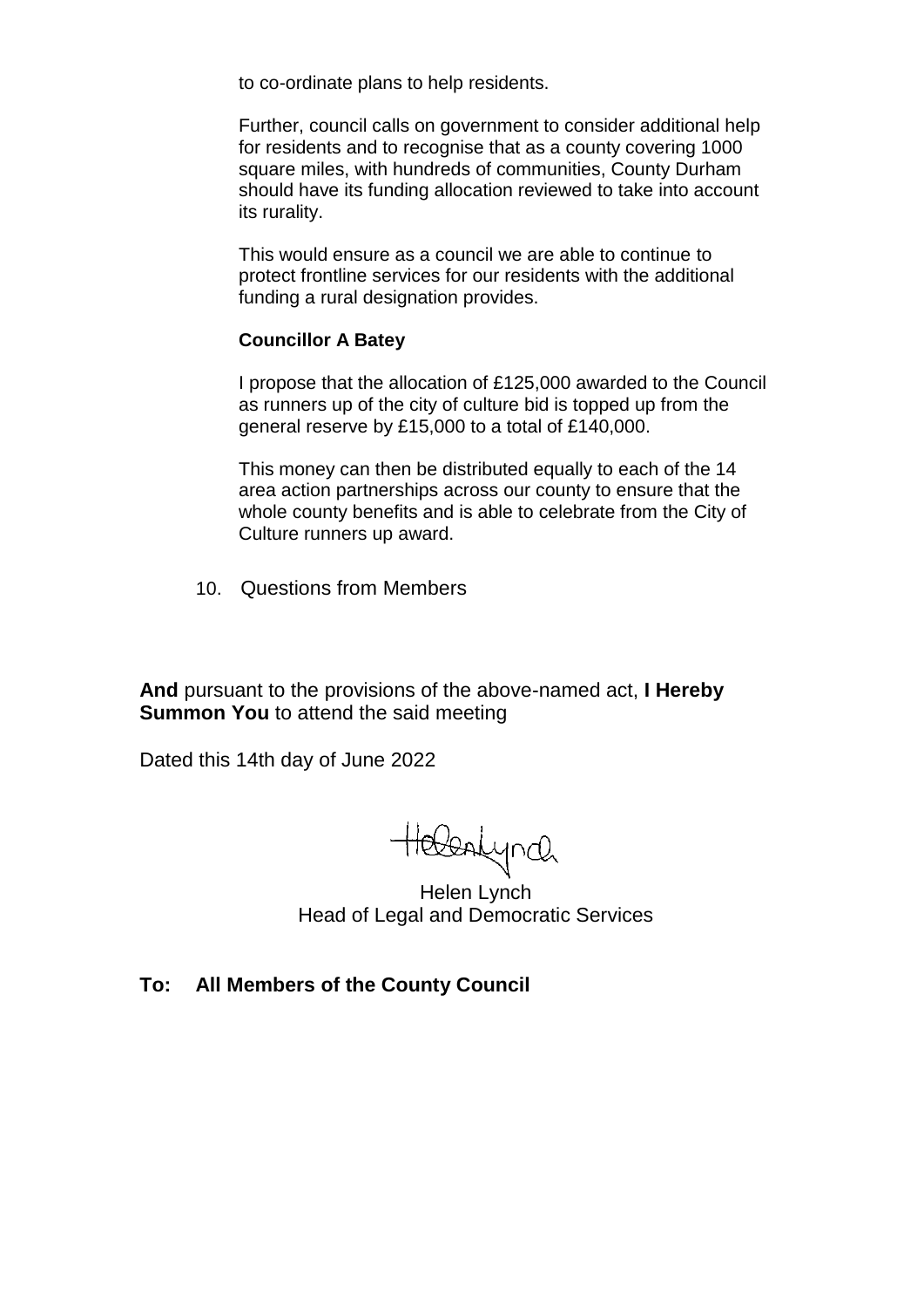to co-ordinate plans to help residents.

Further, council calls on government to consider additional help for residents and to recognise that as a county covering 1000 square miles, with hundreds of communities, County Durham should have its funding allocation reviewed to take into account its rurality.

This would ensure as a council we are able to continue to protect frontline services for our residents with the additional funding a rural designation provides.

**Councillor A Batey**

I propose that the allocation of £125,000 awarded to the Council as runners up of the city of culture bid is topped up from the general reserve by £15,000 to a total of £140,000.

This money can then be distributed equally to each of the 14 area action partnerships across our county to ensure that the whole county benefits and is able to celebrate from the City of Culture runners up award.

10. Questions from Members

**And** pursuant to the provisions of the above-named act, **I Hereby Summon You** to attend the said meeting

Dated this 14th day of June 2022

Helen Lynch
Head of Legal and Democratic Services

**To: All Members of the County Council**